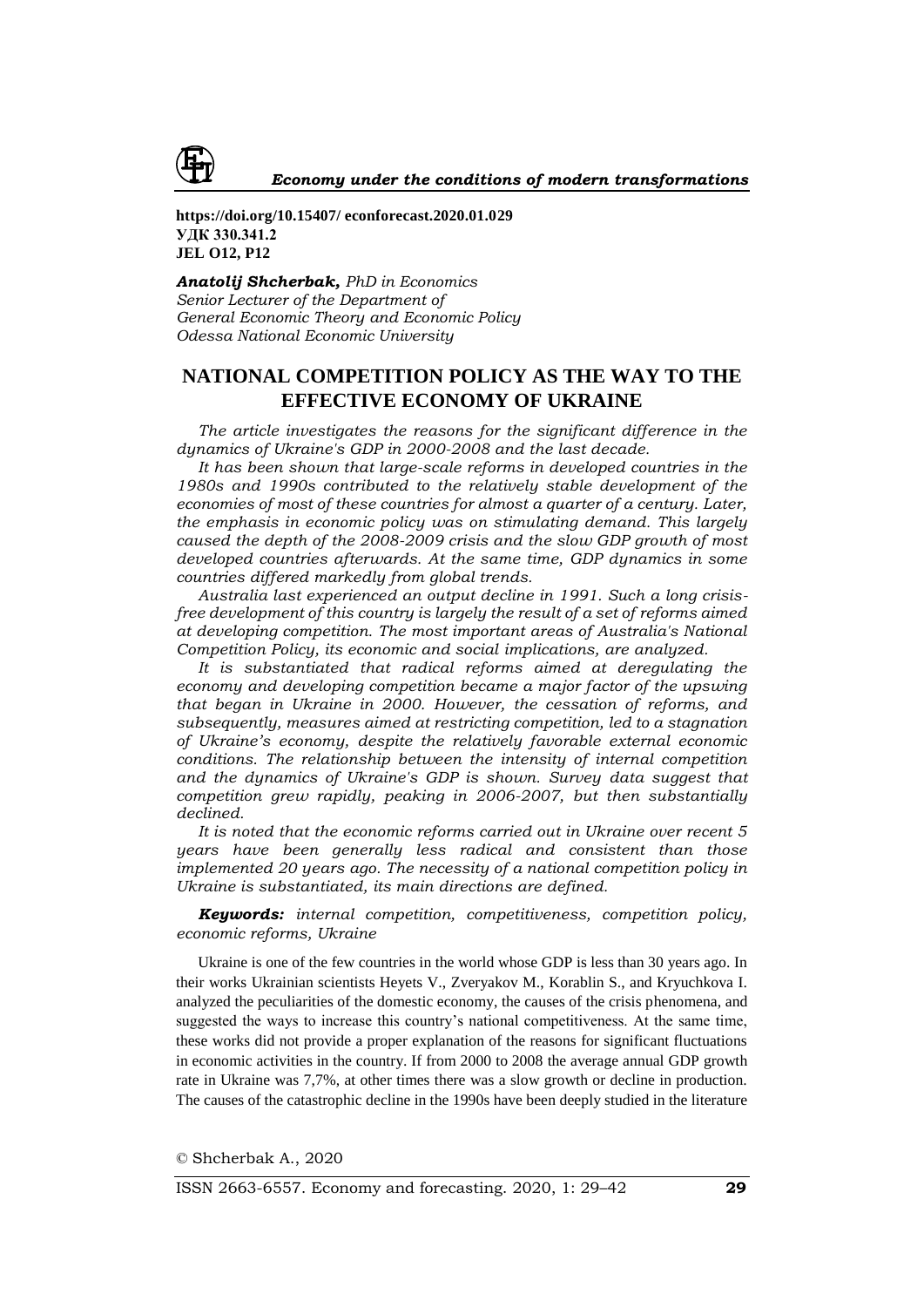**https://doi.org/10.15407/ econforecast.2020.01.029**
**УДК 330.341.2**
**JEL O12, P12**

***Anatolij Shcherbak,*** *PhD in Economics*
*Senior Lecturer of the Department of*
*General Economic Theory and Economic Policy*
*Odessa National Economic University*

# NATIONAL COMPETITION POLICY AS THE WAY TO THE EFFECTIVE ECONOMY OF UKRAINE

*The article investigates the reasons for the significant difference in the dynamics of Ukraine's GDP in 2000-2008 and the last decade.*

*It has been shown that large-scale reforms in developed countries in the 1980s and 1990s contributed to the relatively stable development of the economies of most of these countries for almost a quarter of a century. Later, the emphasis in economic policy was on stimulating demand. This largely caused the depth of the 2008-2009 crisis and the slow GDP growth of most developed countries afterwards. At the same time, GDP dynamics in some countries differed markedly from global trends.*

*Australia last experienced an output decline in 1991. Such a long crisis-free development of this country is largely the result of a set of reforms aimed at developing competition. The most important areas of Australia's National Competition Policy, its economic and social implications, are analyzed.*

*It is substantiated that radical reforms aimed at deregulating the economy and developing competition became a major factor of the upswing that began in Ukraine in 2000. However, the cessation of reforms, and subsequently, measures aimed at restricting competition, led to a stagnation of Ukraine's economy, despite the relatively favorable external economic conditions. The relationship between the intensity of internal competition and the dynamics of Ukraine's GDP is shown. Survey data suggest that competition grew rapidly, peaking in 2006-2007, but then substantially declined.*

*It is noted that the economic reforms carried out in Ukraine over recent 5 years have been generally less radical and consistent than those implemented 20 years ago. The necessity of a national competition policy in Ukraine is substantiated, its main directions are defined.*

***Keywords:*** *internal competition, competitiveness, competition policy, economic reforms, Ukraine*

Ukraine is one of the few countries in the world whose GDP is less than 30 years ago. In their works Ukrainian scientists Heyets V., Zveryakov M., Korablin S., and Kryuchkova I. analyzed the peculiarities of the domestic economy, the causes of the crisis phenomena, and suggested the ways to increase this country's national competitiveness. At the same time, these works did not provide a proper explanation of the reasons for significant fluctuations in economic activities in the country. If from 2000 to 2008 the average annual GDP growth rate in Ukraine was 7,7%, at other times there was a slow growth or decline in production. The causes of the catastrophic decline in the 1990s have been deeply studied in the literature

© Shcherbak A., 2020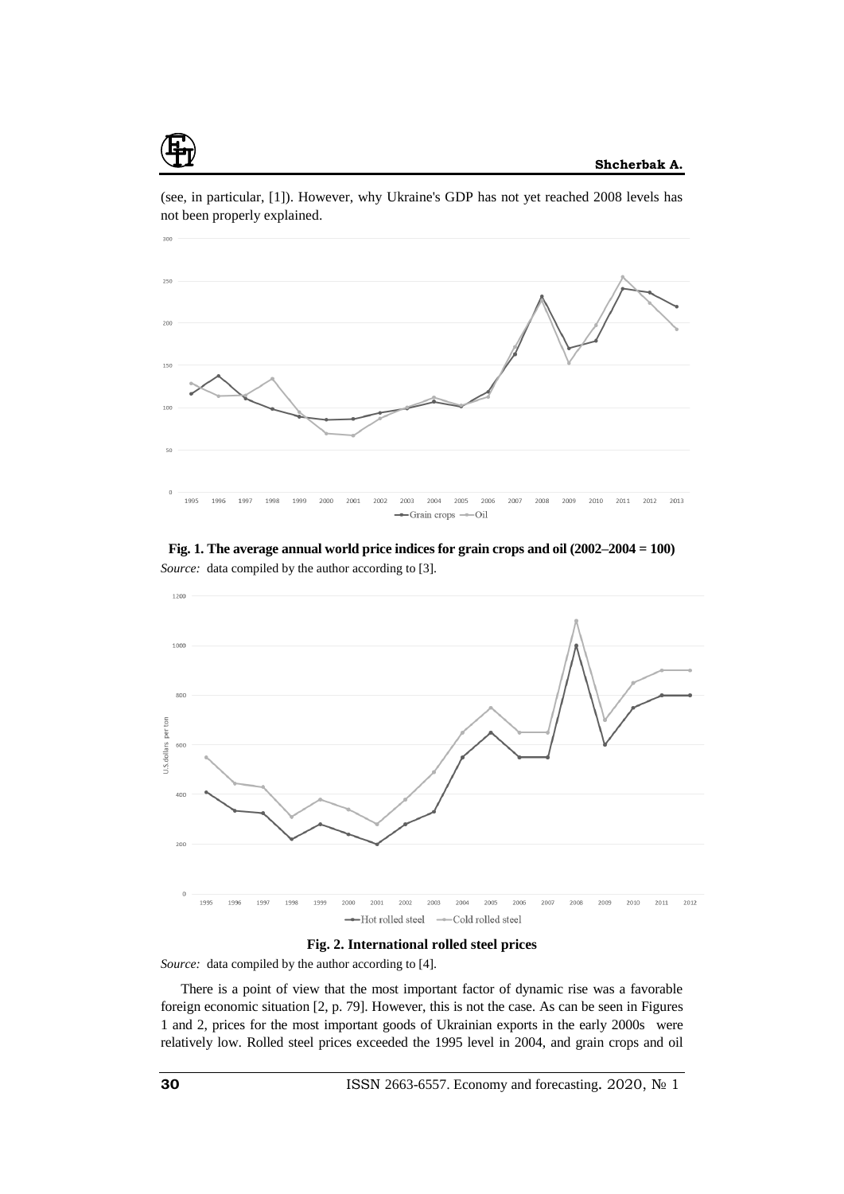(see, in particular, [1]). However, why Ukraine's GDP has not yet reached 2008 levels has not been properly explained.

**Fig. 1. The average annual world price indices for grain crops and oil (2002–2004 = 100)**

*Source:* data compiled by the author according to [3].

**Fig. 2. International rolled steel prices**

*Source:* data compiled by the author according to [4].

There is a point of view that the most important factor of dynamic rise was a favorable foreign economic situation [2, p. 79]. However, this is not the case. As can be seen in Figures 1 and 2, prices for the most important goods of Ukrainian exports in the early 2000s were relatively low. Rolled steel prices exceeded the 1995 level in 2004, and grain crops and oil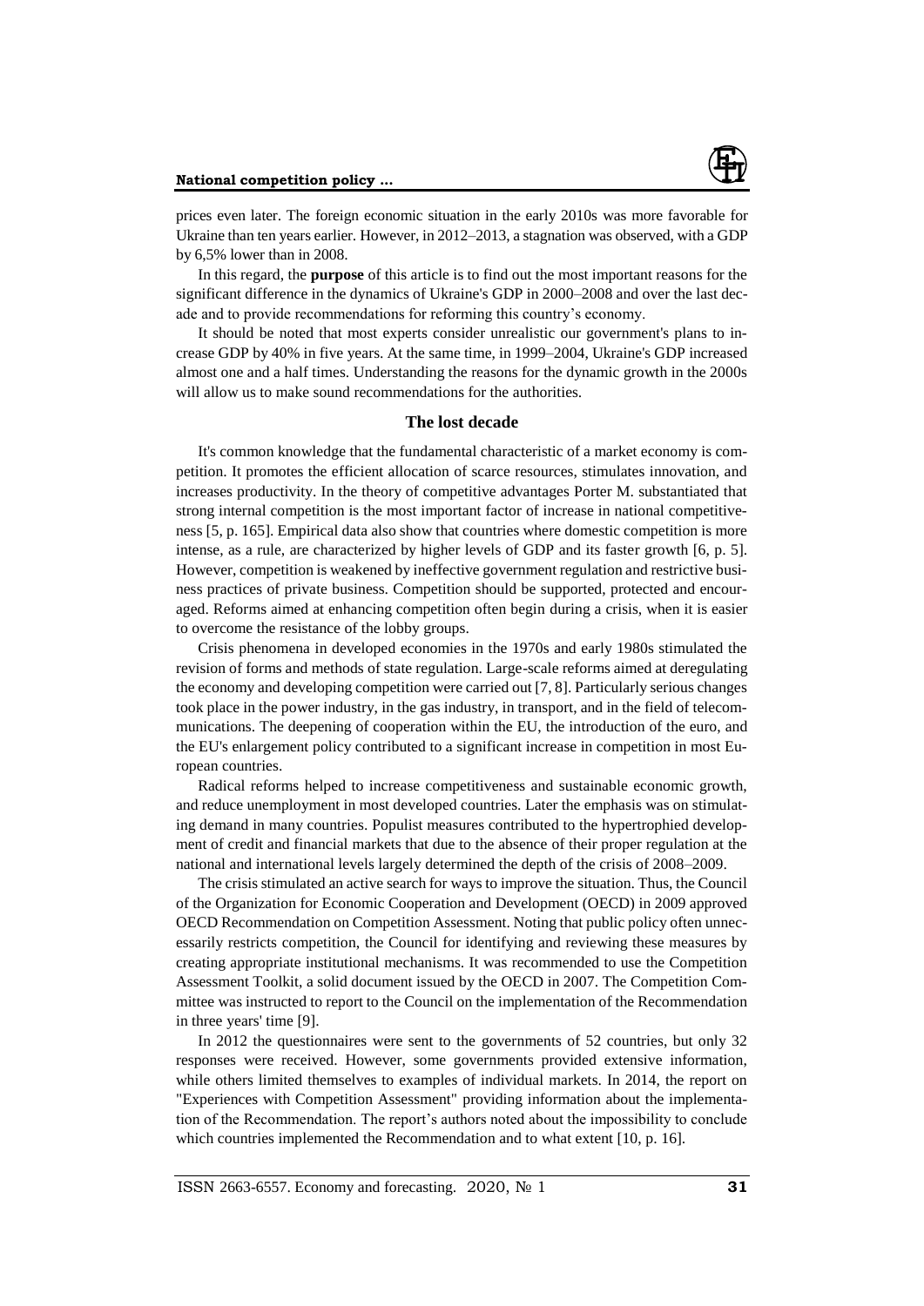prices even later. The foreign economic situation in the early 2010s was more favorable for Ukraine than ten years earlier. However, in 2012–2013, a stagnation was observed, with a GDP by 6,5% lower than in 2008.

In this regard, the **purpose** of this article is to find out the most important reasons for the significant difference in the dynamics of Ukraine's GDP in 2000–2008 and over the last decade and to provide recommendations for reforming this country's economy.

It should be noted that most experts consider unrealistic our government's plans to increase GDP by 40% in five years. At the same time, in 1999–2004, Ukraine's GDP increased almost one and a half times. Understanding the reasons for the dynamic growth in the 2000s will allow us to make sound recommendations for the authorities.

## The lost decade

It's common knowledge that the fundamental characteristic of a market economy is competition. It promotes the efficient allocation of scarce resources, stimulates innovation, and increases productivity. In the theory of competitive advantages Porter M. substantiated that strong internal competition is the most important factor of increase in national competitiveness [5, p. 165]. Empirical data also show that countries where domestic competition is more intense, as a rule, are characterized by higher levels of GDP and its faster growth [6, p. 5]. However, competition is weakened by ineffective government regulation and restrictive business practices of private business. Competition should be supported, protected and encouraged. Reforms aimed at enhancing competition often begin during a crisis, when it is easier to overcome the resistance of the lobby groups.

Crisis phenomena in developed economies in the 1970s and early 1980s stimulated the revision of forms and methods of state regulation. Large-scale reforms aimed at deregulating the economy and developing competition were carried out [7, 8]. Particularly serious changes took place in the power industry, in the gas industry, in transport, and in the field of telecommunications. The deepening of cooperation within the EU, the introduction of the euro, and the EU's enlargement policy contributed to a significant increase in competition in most European countries.

Radical reforms helped to increase competitiveness and sustainable economic growth, and reduce unemployment in most developed countries. Later the emphasis was on stimulating demand in many countries. Populist measures contributed to the hypertrophied development of credit and financial markets that due to the absence of their proper regulation at the national and international levels largely determined the depth of the crisis of 2008–2009.

The crisis stimulated an active search for ways to improve the situation. Thus, the Council of the Organization for Economic Cooperation and Development (OECD) in 2009 approved OECD Recommendation on Competition Assessment. Noting that public policy often unnecessarily restricts competition, the Council for identifying and reviewing these measures by creating appropriate institutional mechanisms. It was recommended to use the Competition Assessment Toolkit, a solid document issued by the OECD in 2007. The Competition Committee was instructed to report to the Council on the implementation of the Recommendation in three years' time [9].

In 2012 the questionnaires were sent to the governments of 52 countries, but only 32 responses were received. However, some governments provided extensive information, while others limited themselves to examples of individual markets. In 2014, the report on "Experiences with Competition Assessment" providing information about the implementation of the Recommendation. The report's authors noted about the impossibility to conclude which countries implemented the Recommendation and to what extent [10, p. 16].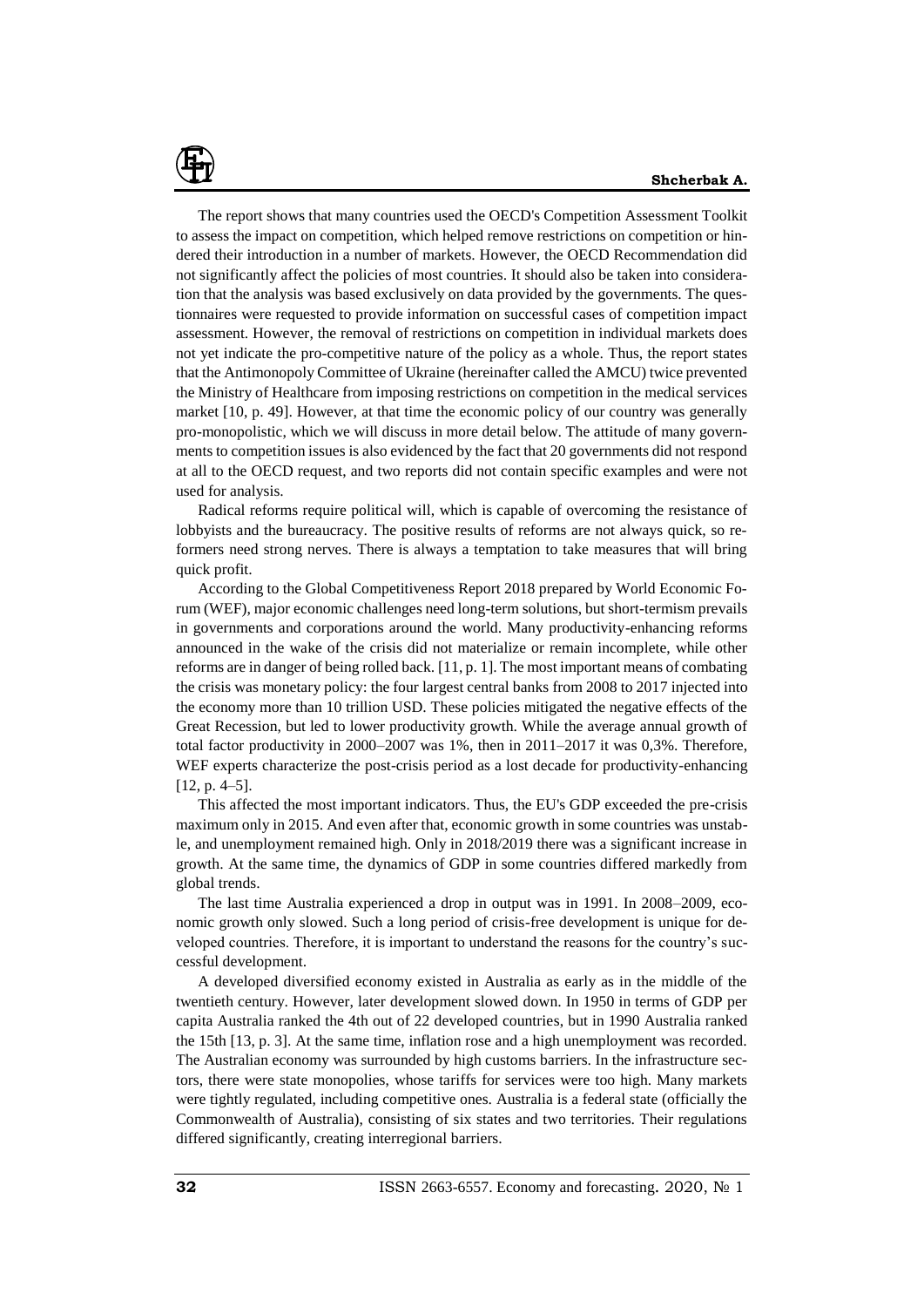The report shows that many countries used the OECD's Competition Assessment Toolkit to assess the impact on competition, which helped remove restrictions on competition or hindered their introduction in a number of markets. However, the OECD Recommendation did not significantly affect the policies of most countries. It should also be taken into consideration that the analysis was based exclusively on data provided by the governments. The questionnaires were requested to provide information on successful cases of competition impact assessment. However, the removal of restrictions on competition in individual markets does not yet indicate the pro-competitive nature of the policy as a whole. Thus, the report states that the Antimonopoly Committee of Ukraine (hereinafter called the AMCU) twice prevented the Ministry of Healthcare from imposing restrictions on competition in the medical services market [10, p. 49]. However, at that time the economic policy of our country was generally pro-monopolistic, which we will discuss in more detail below. The attitude of many governments to competition issues is also evidenced by the fact that 20 governments did not respond at all to the OECD request, and two reports did not contain specific examples and were not used for analysis.

Radical reforms require political will, which is capable of overcoming the resistance of lobbyists and the bureaucracy. The positive results of reforms are not always quick, so reformers need strong nerves. There is always a temptation to take measures that will bring quick profit.

According to the Global Competitiveness Report 2018 prepared by World Economic Forum (WEF), major economic challenges need long-term solutions, but short-termism prevails in governments and corporations around the world. Many productivity-enhancing reforms announced in the wake of the crisis did not materialize or remain incomplete, while other reforms are in danger of being rolled back. [11, p. 1]. The most important means of combating the crisis was monetary policy: the four largest central banks from 2008 to 2017 injected into the economy more than 10 trillion USD. These policies mitigated the negative effects of the Great Recession, but led to lower productivity growth. While the average annual growth of total factor productivity in 2000–2007 was 1%, then in 2011–2017 it was 0,3%. Therefore, WEF experts characterize the post-crisis period as a lost decade for productivity-enhancing [12, p. 4–5].

This affected the most important indicators. Thus, the EU's GDP exceeded the pre-crisis maximum only in 2015. And even after that, economic growth in some countries was unstable, and unemployment remained high. Only in 2018/2019 there was a significant increase in growth. At the same time, the dynamics of GDP in some countries differed markedly from global trends.

The last time Australia experienced a drop in output was in 1991. In 2008–2009, economic growth only slowed. Such a long period of crisis-free development is unique for developed countries. Therefore, it is important to understand the reasons for the country's successful development.

A developed diversified economy existed in Australia as early as in the middle of the twentieth century. However, later development slowed down. In 1950 in terms of GDP per capita Australia ranked the 4th out of 22 developed countries, but in 1990 Australia ranked the 15th [13, p. 3]. At the same time, inflation rose and a high unemployment was recorded. The Australian economy was surrounded by high customs barriers. In the infrastructure sectors, there were state monopolies, whose tariffs for services were too high. Many markets were tightly regulated, including competitive ones. Australia is a federal state (officially the Commonwealth of Australia), consisting of six states and two territories. Their regulations differed significantly, creating interregional barriers.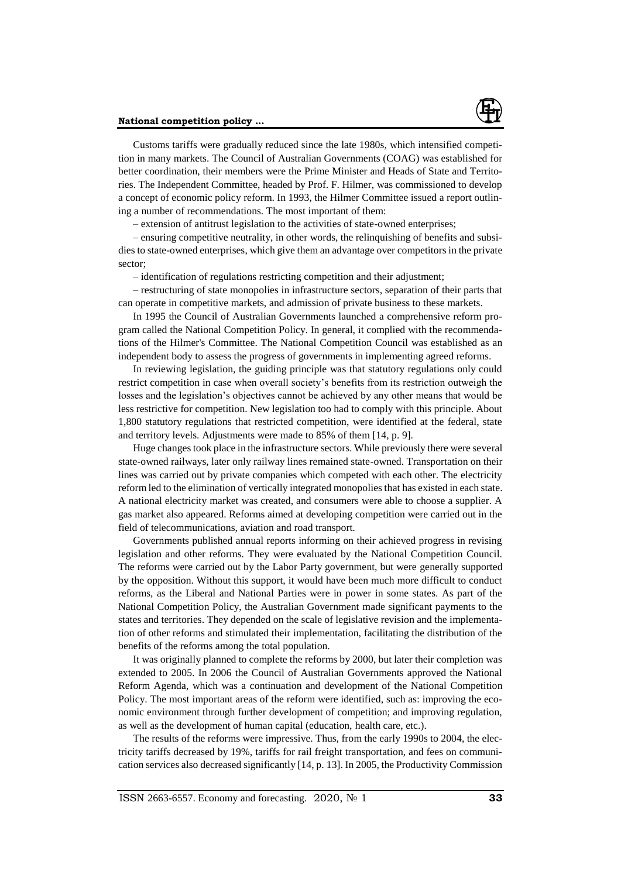Customs tariffs were gradually reduced since the late 1980s, which intensified competition in many markets. The Council of Australian Governments (COAG) was established for better coordination, their members were the Prime Minister and Heads of State and Territories. The Independent Committee, headed by Prof. F. Hilmer, was commissioned to develop a concept of economic policy reform. In 1993, the Hilmer Committee issued a report outlining a number of recommendations. The most important of them:

– extension of antitrust legislation to the activities of state-owned enterprises;

– ensuring competitive neutrality, in other words, the relinquishing of benefits and subsidies to state-owned enterprises, which give them an advantage over competitors in the private sector;

– identification of regulations restricting competition and their adjustment;

– restructuring of state monopolies in infrastructure sectors, separation of their parts that can operate in competitive markets, and admission of private business to these markets.

In 1995 the Council of Australian Governments launched a comprehensive reform program called the National Competition Policy. In general, it complied with the recommendations of the Hilmer's Committee. The National Competition Council was established as an independent body to assess the progress of governments in implementing agreed reforms.

In reviewing legislation, the guiding principle was that statutory regulations only could restrict competition in case when overall society's benefits from its restriction outweigh the losses and the legislation's objectives cannot be achieved by any other means that would be less restrictive for competition. New legislation too had to comply with this principle. About 1,800 statutory regulations that restricted competition, were identified at the federal, state and territory levels. Adjustments were made to 85% of them [14, p. 9].

Huge changes took place in the infrastructure sectors. While previously there were several state-owned railways, later only railway lines remained state-owned. Transportation on their lines was carried out by private companies which competed with each other. The electricity reform led to the elimination of vertically integrated monopolies that has existed in each state. A national electricity market was created, and consumers were able to choose a supplier. A gas market also appeared. Reforms aimed at developing competition were carried out in the field of telecommunications, aviation and road transport.

Governments published annual reports informing on their achieved progress in revising legislation and other reforms. They were evaluated by the National Competition Council. The reforms were carried out by the Labor Party government, but were generally supported by the opposition. Without this support, it would have been much more difficult to conduct reforms, as the Liberal and National Parties were in power in some states. As part of the National Competition Policy, the Australian Government made significant payments to the states and territories. They depended on the scale of legislative revision and the implementation of other reforms and stimulated their implementation, facilitating the distribution of the benefits of the reforms among the total population.

It was originally planned to complete the reforms by 2000, but later their completion was extended to 2005. In 2006 the Council of Australian Governments approved the National Reform Agenda, which was a continuation and development of the National Competition Policy. The most important areas of the reform were identified, such as: improving the economic environment through further development of competition; and improving regulation, as well as the development of human capital (education, health care, etc.).

The results of the reforms were impressive. Thus, from the early 1990s to 2004, the electricity tariffs decreased by 19%, tariffs for rail freight transportation, and fees on communication services also decreased significantly [14, p. 13]. In 2005, the Productivity Commission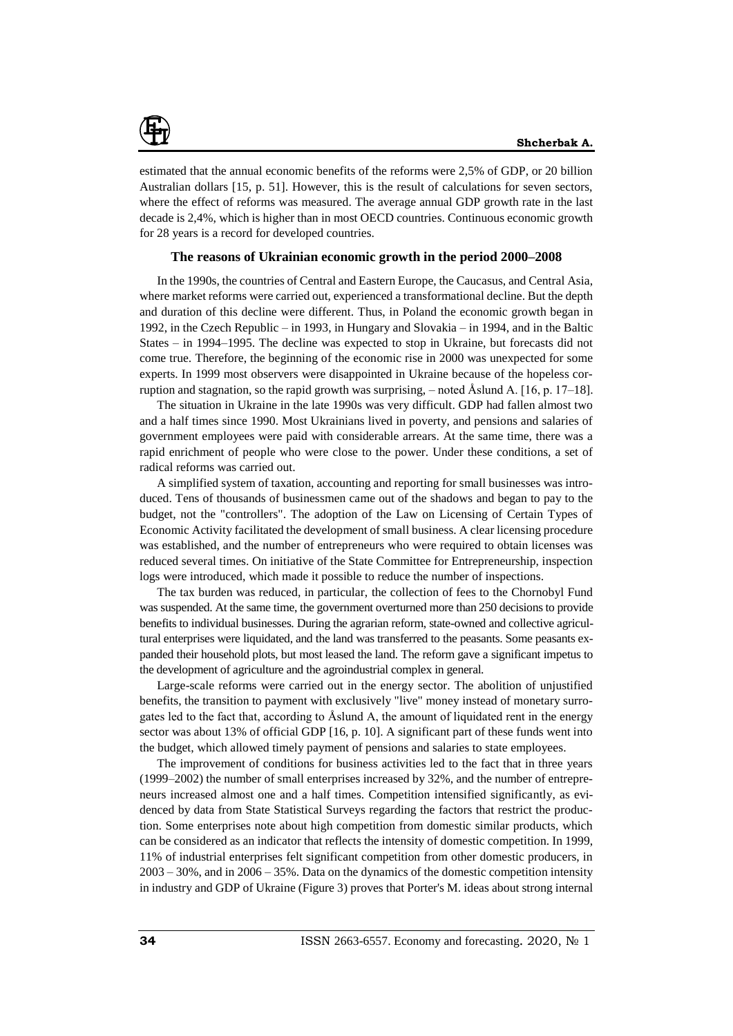estimated that the annual economic benefits of the reforms were 2,5% of GDP, or 20 billion Australian dollars [15, p. 51]. However, this is the result of calculations for seven sectors, where the effect of reforms was measured. The average annual GDP growth rate in the last decade is 2,4%, which is higher than in most OECD countries. Continuous economic growth for 28 years is a record for developed countries.

## The reasons of Ukrainian economic growth in the period 2000–2008

In the 1990s, the countries of Central and Eastern Europe, the Caucasus, and Central Asia, where market reforms were carried out, experienced a transformational decline. But the depth and duration of this decline were different. Thus, in Poland the economic growth began in 1992, in the Czech Republic – in 1993, in Hungary and Slovakia – in 1994, and in the Baltic States – in 1994–1995. The decline was expected to stop in Ukraine, but forecasts did not come true. Therefore, the beginning of the economic rise in 2000 was unexpected for some experts. In 1999 most observers were disappointed in Ukraine because of the hopeless corruption and stagnation, so the rapid growth was surprising, – noted Åslund A. [16, p. 17–18].

The situation in Ukraine in the late 1990s was very difficult. GDP had fallen almost two and a half times since 1990. Most Ukrainians lived in poverty, and pensions and salaries of government employees were paid with considerable arrears. At the same time, there was a rapid enrichment of people who were close to the power. Under these conditions, a set of radical reforms was carried out.

A simplified system of taxation, accounting and reporting for small businesses was introduced. Tens of thousands of businessmen came out of the shadows and began to pay to the budget, not the "controllers". The adoption of the Law on Licensing of Certain Types of Economic Activity facilitated the development of small business. A clear licensing procedure was established, and the number of entrepreneurs who were required to obtain licenses was reduced several times. On initiative of the State Committee for Entrepreneurship, inspection logs were introduced, which made it possible to reduce the number of inspections.

The tax burden was reduced, in particular, the collection of fees to the Chornobyl Fund was suspended. At the same time, the government overturned more than 250 decisions to provide benefits to individual businesses. During the agrarian reform, state-owned and collective agricultural enterprises were liquidated, and the land was transferred to the peasants. Some peasants expanded their household plots, but most leased the land. The reform gave a significant impetus to the development of agriculture and the agroindustrial complex in general.

Large-scale reforms were carried out in the energy sector. The abolition of unjustified benefits, the transition to payment with exclusively "live" money instead of monetary surrogates led to the fact that, according to Åslund A, the amount of liquidated rent in the energy sector was about 13% of official GDP [16, p. 10]. A significant part of these funds went into the budget, which allowed timely payment of pensions and salaries to state employees.

The improvement of conditions for business activities led to the fact that in three years (1999–2002) the number of small enterprises increased by 32%, and the number of entrepreneurs increased almost one and a half times. Competition intensified significantly, as evidenced by data from State Statistical Surveys regarding the factors that restrict the production. Some enterprises note about high competition from domestic similar products, which can be considered as an indicator that reflects the intensity of domestic competition. In 1999, 11% of industrial enterprises felt significant competition from other domestic producers, in 2003 – 30%, and in 2006 – 35%. Data on the dynamics of the domestic competition intensity in industry and GDP of Ukraine (Figure 3) proves that Porter's M. ideas about strong internal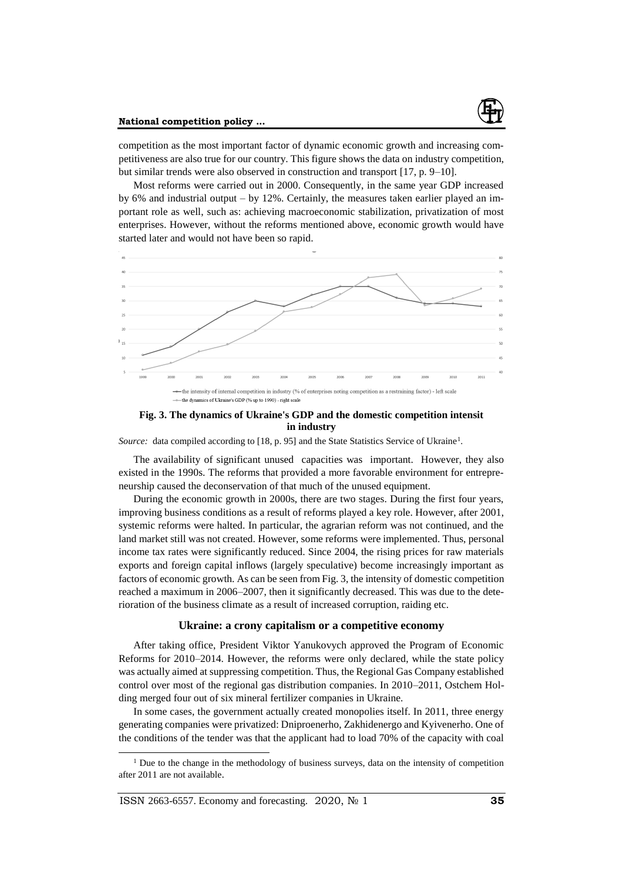competition as the most important factor of dynamic economic growth and increasing competitiveness are also true for our country. This figure shows the data on industry competition, but similar trends were also observed in construction and transport [17, p. 9–10].

Most reforms were carried out in 2000. Consequently, in the same year GDP increased by 6% and industrial output – by 12%. Certainly, the measures taken earlier played an important role as well, such as: achieving macroeconomic stabilization, privatization of most enterprises. However, without the reforms mentioned above, economic growth would have started later and would not have been so rapid.

**Fig. 3. The dynamics of Ukraine's GDP and the domestic competition intensit in industry**

*Source:* data compiled according to [18, p. 95] and the State Statistics Service of Ukraine[1].

The availability of significant unused capacities was important. However, they also existed in the 1990s. The reforms that provided a more favorable environment for entrepreneurship caused the deconservation of that much of the unused equipment.

During the economic growth in 2000s, there are two stages. During the first four years, improving business conditions as a result of reforms played a key role. However, after 2001, systemic reforms were halted. In particular, the agrarian reform was not continued, and the land market still was not created. However, some reforms were implemented. Thus, personal income tax rates were significantly reduced. Since 2004, the rising prices for raw materials exports and foreign capital inflows (largely speculative) become increasingly important as factors of economic growth. As can be seen from Fig. 3, the intensity of domestic competition reached a maximum in 2006–2007, then it significantly decreased. This was due to the deterioration of the business climate as a result of increased corruption, raiding etc.

## Ukraine: a crony capitalism or a competitive economy

After taking office, President Viktor Yanukovych approved the Program of Economic Reforms for 2010–2014. However, the reforms were only declared, while the state policy was actually aimed at suppressing competition. Thus, the Regional Gas Company established control over most of the regional gas distribution companies. In 2010–2011, Ostchem Holding merged four out of six mineral fertilizer companies in Ukraine.

In some cases, the government actually created monopolies itself. In 2011, three energy generating companies were privatized: Dniproenerho, Zakhidenergo and Kyivenerho. One of the conditions of the tender was that the applicant had to load 70% of the capacity with coal

[1] Due to the change in the methodology of business surveys, data on the intensity of competition after 2011 are not available.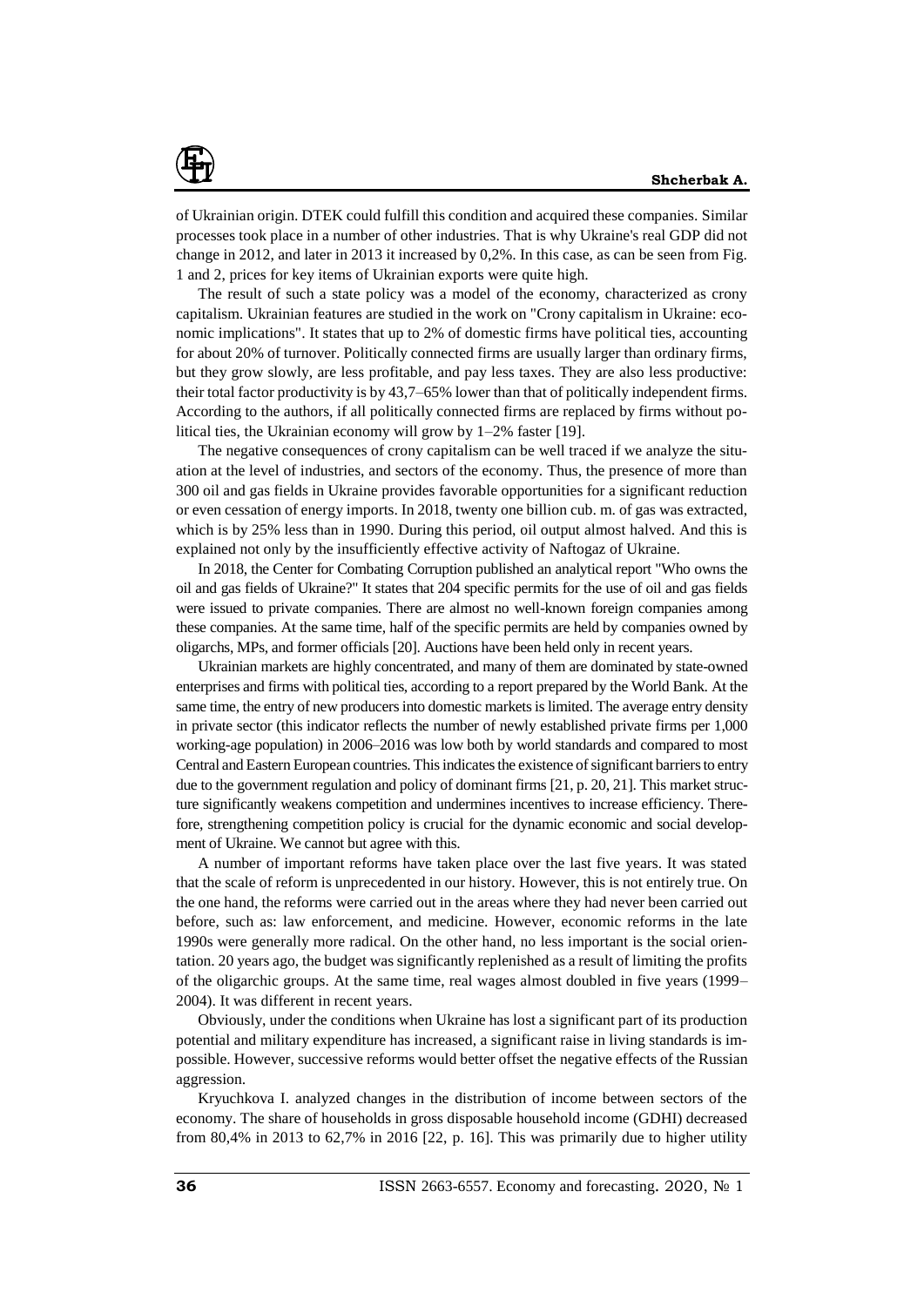of Ukrainian origin. DTEK could fulfill this condition and acquired these companies. Similar processes took place in a number of other industries. That is why Ukraine's real GDP did not change in 2012, and later in 2013 it increased by 0,2%. In this case, as can be seen from Fig. 1 and 2, prices for key items of Ukrainian exports were quite high.

The result of such a state policy was a model of the economy, characterized as crony capitalism. Ukrainian features are studied in the work on "Crony capitalism in Ukraine: economic implications". It states that up to 2% of domestic firms have political ties, accounting for about 20% of turnover. Politically connected firms are usually larger than ordinary firms, but they grow slowly, are less profitable, and pay less taxes. They are also less productive: their total factor productivity is by 43,7–65% lower than that of politically independent firms. According to the authors, if all politically connected firms are replaced by firms without political ties, the Ukrainian economy will grow by 1–2% faster [19].

The negative consequences of crony capitalism can be well traced if we analyze the situation at the level of industries, and sectors of the economy. Thus, the presence of more than 300 oil and gas fields in Ukraine provides favorable opportunities for a significant reduction or even cessation of energy imports. In 2018, twenty one billion cub. m. of gas was extracted, which is by 25% less than in 1990. During this period, oil output almost halved. And this is explained not only by the insufficiently effective activity of Naftogaz of Ukraine.

In 2018, the Center for Combating Corruption published an analytical report "Who owns the oil and gas fields of Ukraine?" It states that 204 specific permits for the use of oil and gas fields were issued to private companies. There are almost no well-known foreign companies among these companies. At the same time, half of the specific permits are held by companies owned by oligarchs, MPs, and former officials [20]. Auctions have been held only in recent years.

Ukrainian markets are highly concentrated, and many of them are dominated by state-owned enterprises and firms with political ties, according to a report prepared by the World Bank. At the same time, the entry of new producers into domestic markets is limited. The average entry density in private sector (this indicator reflects the number of newly established private firms per 1,000 working-age population) in 2006–2016 was low both by world standards and compared to most Central and Eastern European countries. This indicates the existence of significant barriers to entry due to the government regulation and policy of dominant firms [21, p. 20, 21]. This market structure significantly weakens competition and undermines incentives to increase efficiency. Therefore, strengthening competition policy is crucial for the dynamic economic and social development of Ukraine. We cannot but agree with this.

A number of important reforms have taken place over the last five years. It was stated that the scale of reform is unprecedented in our history. However, this is not entirely true. On the one hand, the reforms were carried out in the areas where they had never been carried out before, such as: law enforcement, and medicine. However, economic reforms in the late 1990s were generally more radical. On the other hand, no less important is the social orientation. 20 years ago, the budget was significantly replenished as a result of limiting the profits of the oligarchic groups. At the same time, real wages almost doubled in five years (1999–2004). It was different in recent years.

Obviously, under the conditions when Ukraine has lost a significant part of its production potential and military expenditure has increased, a significant raise in living standards is impossible. However, successive reforms would better offset the negative effects of the Russian aggression.

Kryuchkova I. analyzed changes in the distribution of income between sectors of the economy. The share of households in gross disposable household income (GDHI) decreased from 80,4% in 2013 to 62,7% in 2016 [22, p. 16]. This was primarily due to higher utility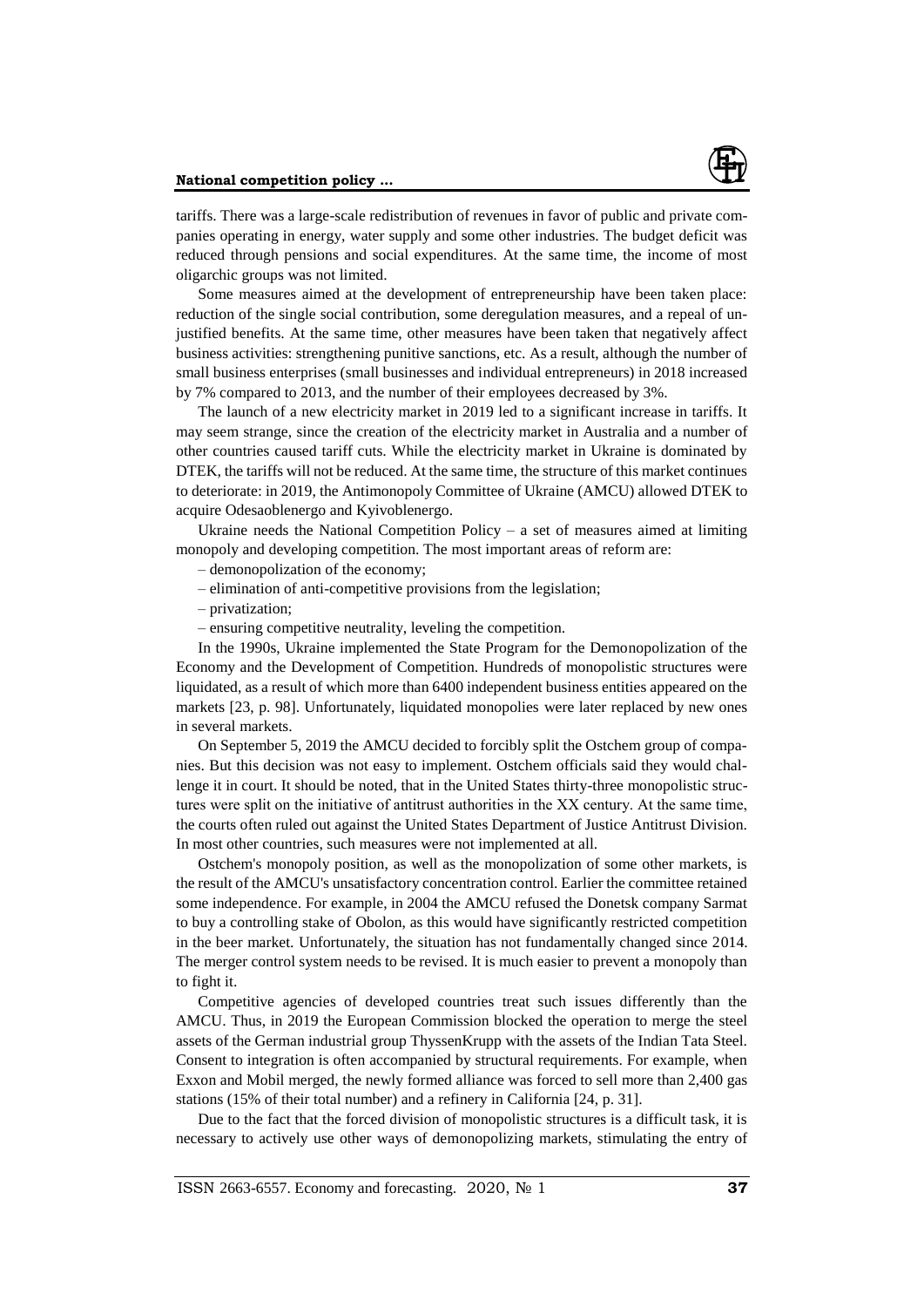tariffs. There was a large-scale redistribution of revenues in favor of public and private companies operating in energy, water supply and some other industries. The budget deficit was reduced through pensions and social expenditures. At the same time, the income of most oligarchic groups was not limited.

Some measures aimed at the development of entrepreneurship have been taken place: reduction of the single social contribution, some deregulation measures, and a repeal of unjustified benefits. At the same time, other measures have been taken that negatively affect business activities: strengthening punitive sanctions, etc. As a result, although the number of small business enterprises (small businesses and individual entrepreneurs) in 2018 increased by 7% compared to 2013, and the number of their employees decreased by 3%.

The launch of a new electricity market in 2019 led to a significant increase in tariffs. It may seem strange, since the creation of the electricity market in Australia and a number of other countries caused tariff cuts. While the electricity market in Ukraine is dominated by DTEK, the tariffs will not be reduced. At the same time, the structure of this market continues to deteriorate: in 2019, the Antimonopoly Committee of Ukraine (AMCU) allowed DTEK to acquire Odesaoblenergo and Kyivoblenergo.

Ukraine needs the National Competition Policy – a set of measures aimed at limiting monopoly and developing competition. The most important areas of reform are:

– demonopolization of the economy;

– elimination of anti-competitive provisions from the legislation;

– privatization;

– ensuring competitive neutrality, leveling the competition.

In the 1990s, Ukraine implemented the State Program for the Demonopolization of the Economy and the Development of Competition. Hundreds of monopolistic structures were liquidated, as a result of which more than 6400 independent business entities appeared on the markets [23, p. 98]. Unfortunately, liquidated monopolies were later replaced by new ones in several markets.

On September 5, 2019 the AMCU decided to forcibly split the Ostchem group of companies. But this decision was not easy to implement. Ostchem officials said they would challenge it in court. It should be noted, that in the United States thirty-three monopolistic structures were split on the initiative of antitrust authorities in the XX century. At the same time, the courts often ruled out against the United States Department of Justice Antitrust Division. In most other countries, such measures were not implemented at all.

Ostchem's monopoly position, as well as the monopolization of some other markets, is the result of the AMCU's unsatisfactory concentration control. Earlier the committee retained some independence. For example, in 2004 the AMCU refused the Donetsk company Sarmat to buy a controlling stake of Obolon, as this would have significantly restricted competition in the beer market. Unfortunately, the situation has not fundamentally changed since 2014. The merger control system needs to be revised. It is much easier to prevent a monopoly than to fight it.

Competitive agencies of developed countries treat such issues differently than the AMCU. Thus, in 2019 the European Commission blocked the operation to merge the steel assets of the German industrial group ThyssenKrupp with the assets of the Indian Tata Steel. Consent to integration is often accompanied by structural requirements. For example, when Exxon and Mobil merged, the newly formed alliance was forced to sell more than 2,400 gas stations (15% of their total number) and a refinery in California [24, p. 31].

Due to the fact that the forced division of monopolistic structures is a difficult task, it is necessary to actively use other ways of demonopolizing markets, stimulating the entry of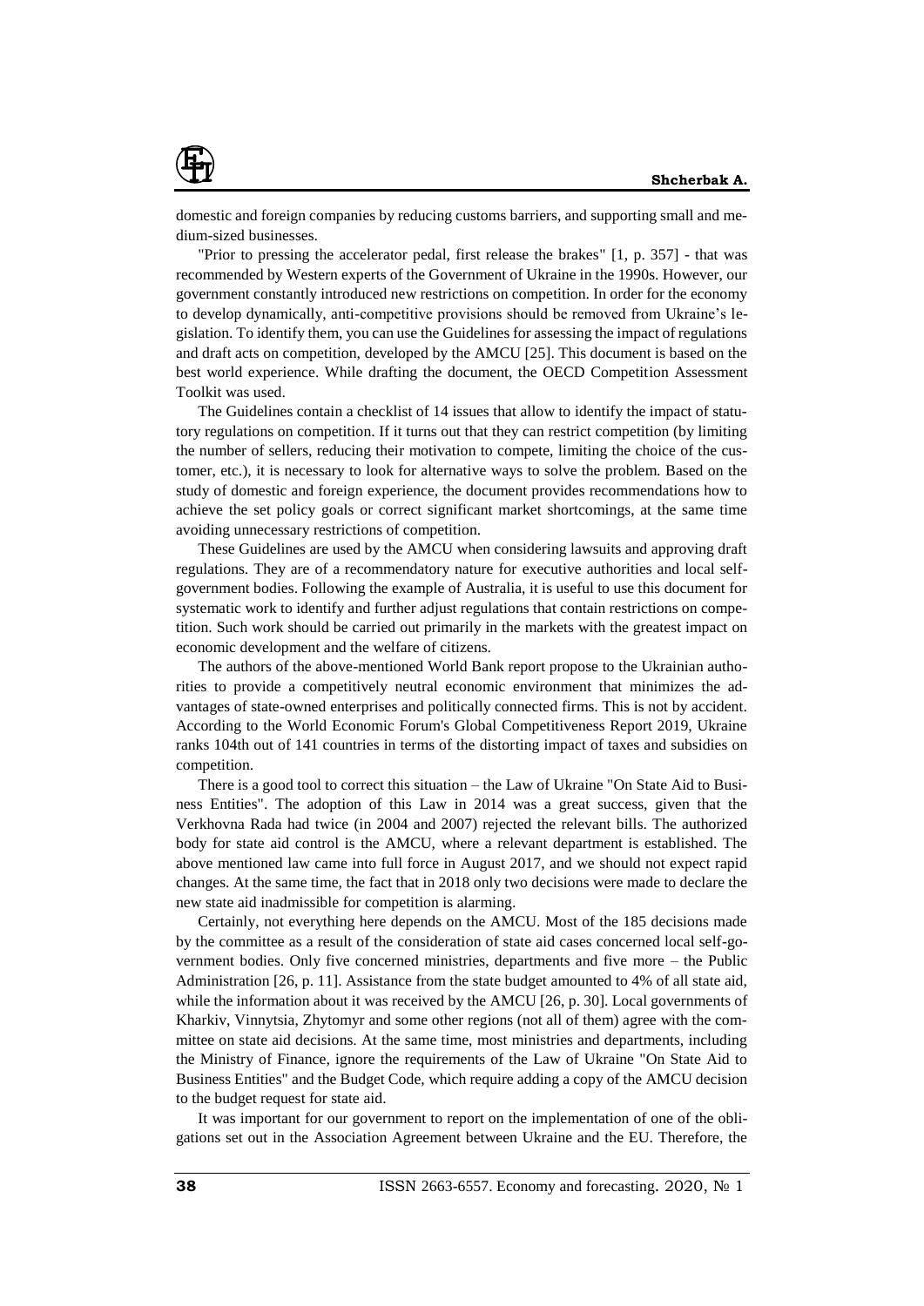domestic and foreign companies by reducing customs barriers, and supporting small and medium-sized businesses.

"Prior to pressing the accelerator pedal, first release the brakes" [1, p. 357] - that was recommended by Western experts of the Government of Ukraine in the 1990s. However, our government constantly introduced new restrictions on competition. In order for the economy to develop dynamically, anti-competitive provisions should be removed from Ukraine's legislation. To identify them, you can use the Guidelines for assessing the impact of regulations and draft acts on competition, developed by the AMCU [25]. This document is based on the best world experience. While drafting the document, the OECD Competition Assessment Toolkit was used.

The Guidelines contain a checklist of 14 issues that allow to identify the impact of statutory regulations on competition. If it turns out that they can restrict competition (by limiting the number of sellers, reducing their motivation to compete, limiting the choice of the customer, etc.), it is necessary to look for alternative ways to solve the problem. Based on the study of domestic and foreign experience, the document provides recommendations how to achieve the set policy goals or correct significant market shortcomings, at the same time avoiding unnecessary restrictions of competition.

These Guidelines are used by the AMCU when considering lawsuits and approving draft regulations. They are of a recommendatory nature for executive authorities and local self-government bodies. Following the example of Australia, it is useful to use this document for systematic work to identify and further adjust regulations that contain restrictions on competition. Such work should be carried out primarily in the markets with the greatest impact on economic development and the welfare of citizens.

The authors of the above-mentioned World Bank report propose to the Ukrainian authorities to provide a competitively neutral economic environment that minimizes the advantages of state-owned enterprises and politically connected firms. This is not by accident. According to the World Economic Forum's Global Competitiveness Report 2019, Ukraine ranks 104th out of 141 countries in terms of the distorting impact of taxes and subsidies on competition.

There is a good tool to correct this situation – the Law of Ukraine "On State Aid to Business Entities". The adoption of this Law in 2014 was a great success, given that the Verkhovna Rada had twice (in 2004 and 2007) rejected the relevant bills. The authorized body for state aid control is the AMCU, where a relevant department is established. The above mentioned law came into full force in August 2017, and we should not expect rapid changes. At the same time, the fact that in 2018 only two decisions were made to declare the new state aid inadmissible for competition is alarming.

Certainly, not everything here depends on the AMCU. Most of the 185 decisions made by the committee as a result of the consideration of state aid cases concerned local self-government bodies. Only five concerned ministries, departments and five more – the Public Administration [26, p. 11]. Assistance from the state budget amounted to 4% of all state aid, while the information about it was received by the AMCU [26, p. 30]. Local governments of Kharkiv, Vinnytsia, Zhytomyr and some other regions (not all of them) agree with the committee on state aid decisions. At the same time, most ministries and departments, including the Ministry of Finance, ignore the requirements of the Law of Ukraine "On State Aid to Business Entities" and the Budget Code, which require adding a copy of the AMCU decision to the budget request for state aid.

It was important for our government to report on the implementation of one of the obligations set out in the Association Agreement between Ukraine and the EU. Therefore, the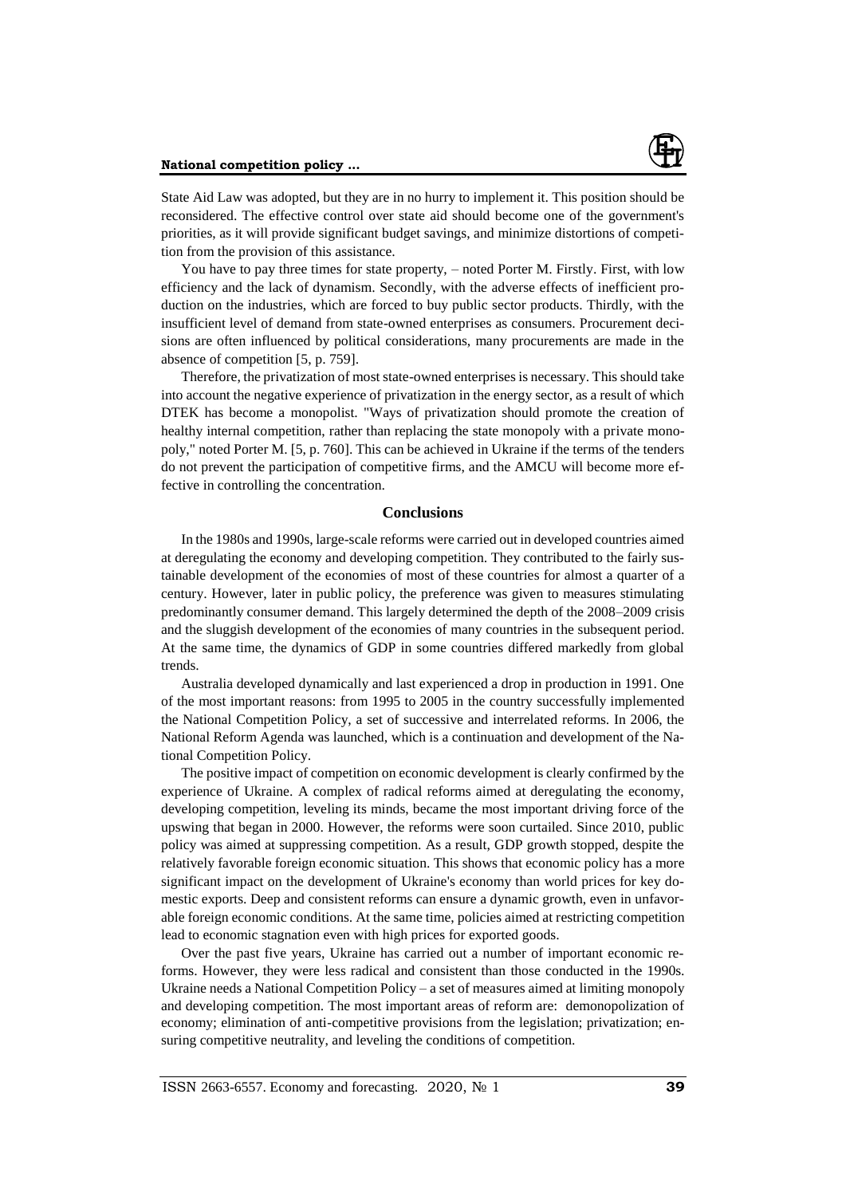State Aid Law was adopted, but they are in no hurry to implement it. This position should be reconsidered. The effective control over state aid should become one of the government's priorities, as it will provide significant budget savings, and minimize distortions of competition from the provision of this assistance.

You have to pay three times for state property, – noted Porter M. Firstly. First, with low efficiency and the lack of dynamism. Secondly, with the adverse effects of inefficient production on the industries, which are forced to buy public sector products. Thirdly, with the insufficient level of demand from state-owned enterprises as consumers. Procurement decisions are often influenced by political considerations, many procurements are made in the absence of competition [5, p. 759].

Therefore, the privatization of most state-owned enterprises is necessary. This should take into account the negative experience of privatization in the energy sector, as a result of which DTEK has become a monopolist. "Ways of privatization should promote the creation of healthy internal competition, rather than replacing the state monopoly with a private monopoly," noted Porter M. [5, p. 760]. This can be achieved in Ukraine if the terms of the tenders do not prevent the participation of competitive firms, and the AMCU will become more effective in controlling the concentration.

## Conclusions

In the 1980s and 1990s, large-scale reforms were carried out in developed countries aimed at deregulating the economy and developing competition. They contributed to the fairly sustainable development of the economies of most of these countries for almost a quarter of a century. However, later in public policy, the preference was given to measures stimulating predominantly consumer demand. This largely determined the depth of the 2008–2009 crisis and the sluggish development of the economies of many countries in the subsequent period. At the same time, the dynamics of GDP in some countries differed markedly from global trends.

Australia developed dynamically and last experienced a drop in production in 1991. One of the most important reasons: from 1995 to 2005 in the country successfully implemented the National Competition Policy, a set of successive and interrelated reforms. In 2006, the National Reform Agenda was launched, which is a continuation and development of the National Competition Policy.

The positive impact of competition on economic development is clearly confirmed by the experience of Ukraine. A complex of radical reforms aimed at deregulating the economy, developing competition, leveling its minds, became the most important driving force of the upswing that began in 2000. However, the reforms were soon curtailed. Since 2010, public policy was aimed at suppressing competition. As a result, GDP growth stopped, despite the relatively favorable foreign economic situation. This shows that economic policy has a more significant impact on the development of Ukraine's economy than world prices for key domestic exports. Deep and consistent reforms can ensure a dynamic growth, even in unfavorable foreign economic conditions. At the same time, policies aimed at restricting competition lead to economic stagnation even with high prices for exported goods.

Over the past five years, Ukraine has carried out a number of important economic reforms. However, they were less radical and consistent than those conducted in the 1990s. Ukraine needs a National Competition Policy – a set of measures aimed at limiting monopoly and developing competition. The most important areas of reform are: demonopolization of economy; elimination of anti-competitive provisions from the legislation; privatization; ensuring competitive neutrality, and leveling the conditions of competition.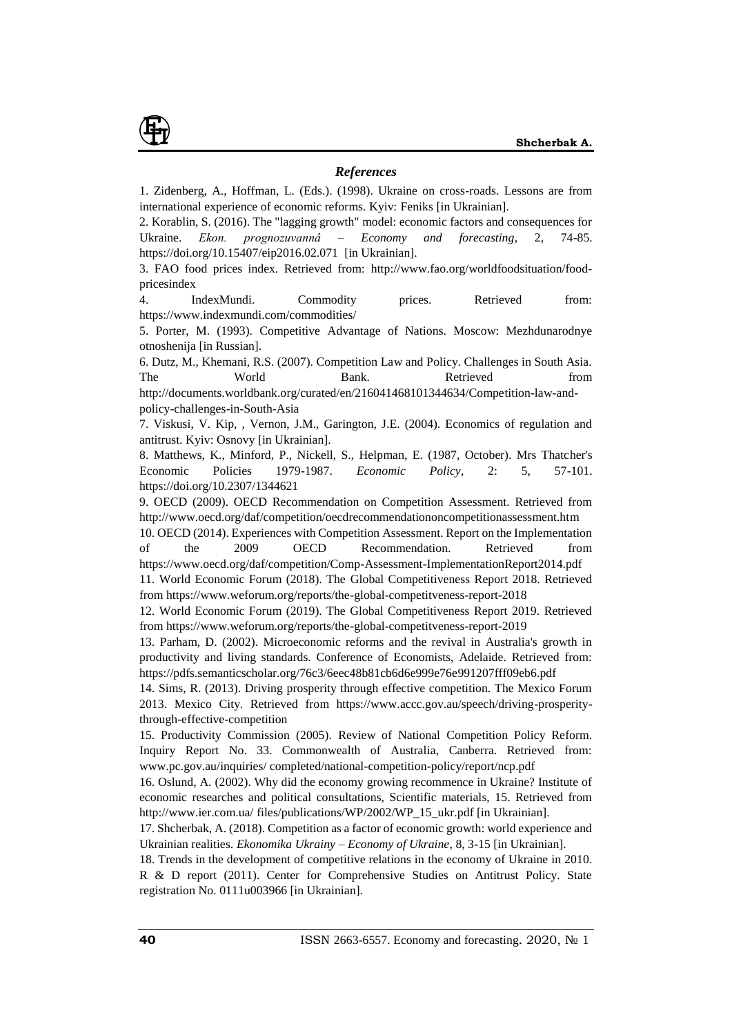## *References*

1. Zidenberg, A., Hoffman, L. (Eds.). (1998). Ukraine on cross-roads. Lessons are from international experience of economic reforms. Kyiv: Feniks [in Ukrainian].

2. Korablin, S. (2016). The "lagging growth" model: economic factors and consequences for Ukraine. *Ekon. prognozuvannâ – Economy and forecasting*, 2, 74-85. https://doi.org/10.15407/eip2016.02.071 [in Ukrainian].

3. FAO food prices index. Retrieved from: http://www.fao.org/worldfoodsituation/food-pricesindex

4. IndexMundi. Commodity prices. Retrieved from: https://www.indexmundi.com/commodities/

5. Porter, M. (1993). Competitive Advantage of Nations. Moscow: Mezhdunarodnye otnoshenija [in Russian].

6. Dutz, M., Khemani, R.S. (2007). Competition Law and Policy. Challenges in South Asia. The World Bank. Retrieved from http://documents.worldbank.org/curated/en/216041468101344634/Competition-law-and-policy-challenges-in-South-Asia

7. Viskusi, V. Kip, , Vernon, J.M., Garington, J.E. (2004). Economics of regulation and antitrust. Kyiv: Osnovy [in Ukrainian].

8. Matthews, K., Minford, P., Nickell, S., Helpman, E. (1987, October). Mrs Thatcher's Economic Policies 1979-1987. *Economic Policy*, 2: 5, 57-101. https://doi.org/10.2307/1344621

9. OECD (2009). OECD Recommendation on Competition Assessment. Retrieved from http://www.oecd.org/daf/competition/oecdrecommendationoncompetitionassessment.htm

10. OECD (2014). Experiences with Competition Assessment. Report on the Implementation of the 2009 OECD Recommendation. Retrieved from https://www.oecd.org/daf/competition/Comp-Assessment-ImplementationReport2014.pdf

11. World Economic Forum (2018). The Global Competitiveness Report 2018. Retrieved from https://www.weforum.org/reports/the-global-competitveness-report-2018

12. World Economic Forum (2019). The Global Competitiveness Report 2019. Retrieved from https://www.weforum.org/reports/the-global-competitveness-report-2019

13. Parham, D. (2002). Microeconomic reforms and the revival in Australia's growth in productivity and living standards. Conference of Economists, Adelaide. Retrieved from: https://pdfs.semanticscholar.org/76c3/6eec48b81cb6d6e999e76e991207fff09eb6.pdf

14. Sims, R. (2013). Driving prosperity through effective competition. The Mexico Forum 2013. Mexico City. Retrieved from https://www.accc.gov.au/speech/driving-prosperity-through-effective-competition

15. Productivity Commission (2005). Review of National Competition Policy Reform. Inquiry Report No. 33. Commonwealth of Australia, Canberra. Retrieved from: www.pc.gov.au/inquiries/ completed/national-competition-policy/report/ncp.pdf

16. Oslund, A. (2002). Why did the economy growing recommence in Ukraine? Institute of economic researches and political consultations, Scientific materials, 15. Retrieved from http://www.ier.com.ua/ files/publications/WP/2002/WP_15_ukr.pdf [in Ukrainian].

17. Shcherbak, A. (2018). Competition as a factor of economic growth: world experience and Ukrainian realities. *Ekonomika Ukrainy – Economy of Ukraine*, 8, 3-15 [in Ukrainian].

18. Trends in the development of competitive relations in the economy of Ukraine in 2010. R & D report (2011). Center for Comprehensive Studies on Antitrust Policy. State registration No. 0111u003966 [in Ukrainian].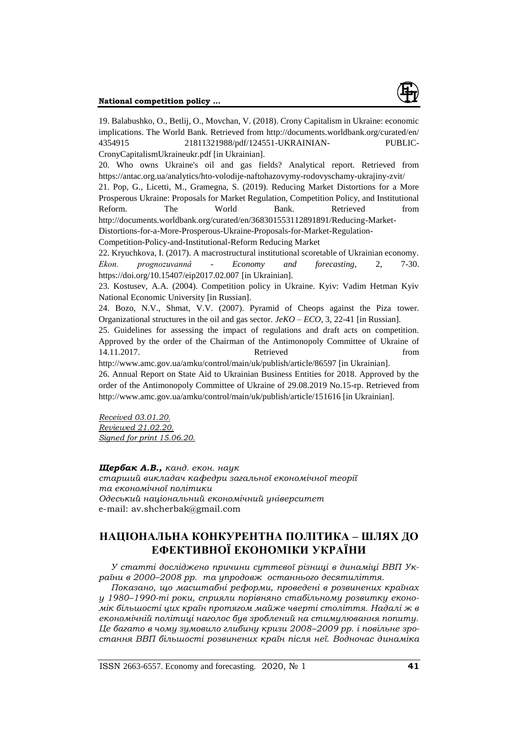19. Balabushko, O., Betlij, O., Movchan, V. (2018). Crony Capitalism in Ukraine: economic implications. The World Bank. Retrieved from http://documents.worldbank.org/curated/en/4354915 21811321988/pdf/124551-UKRAINIAN- PUBLIC-CronyCapitalismUkraineukr.pdf [in Ukrainian].

20. Who owns Ukraine's oil and gas fields? Analytical report. Retrieved from https://antac.org.ua/analytics/hto-volodije-naftohazovymy-rodovyschamy-ukrajiny-zvit/

21. Pop, G., Licetti, M., Gramegna, S. (2019). Reducing Market Distortions for a More Prosperous Ukraine: Proposals for Market Regulation, Competition Policy, and Institutional Reform. The World Bank. Retrieved from http://documents.worldbank.org/curated/en/368301553112891891/Reducing-Market-Distortions-for-a-More-Prosperous-Ukraine-Proposals-for-Market-Regulation-Competition-Policy-and-Institutional-Reform Reducing Market

22. Kryuchkova, I. (2017). A macrostructural institutional scoretable of Ukrainian economy. *Ekon. prognozuvannâ - Economy and forecasting*, 2, 7-30. https://doi.org/10.15407/eip2017.02.007 [in Ukrainian].

23. Kostusev, A.A. (2004). Competition policy in Ukraine. Kyiv: Vadim Hetman Kyiv National Economic University [in Russian].

24. Bozo, N.V., Shmat, V.V. (2007). Pyramid of Cheops against the Piza tower. Organizational structures in the oil and gas sector. *JeKO – ECO*, 3, 22-41 [in Russian].

25. Guidelines for assessing the impact of regulations and draft acts on competition. Approved by the order of the Chairman of the Antimonopoly Committee of Ukraine of 14.11.2017. Retrieved from http://www.amc.gov.ua/amku/control/main/uk/publish/article/86597 [in Ukrainian].

26. Annual Report on State Aid to Ukrainian Business Entities for 2018. Approved by the order of the Antimonopoly Committee of Ukraine of 29.08.2019 No.15-rp. Retrieved from http://www.amc.gov.ua/amku/control/main/uk/publish/article/151616 [in Ukrainian].

*Received 03.01.20.*
*Reviewed 21.02.20.*
*Signed for print 15.06.20.*

***Щербак А.В.,*** *канд. екон. наук*
*старший викладач кафедри загальної економічної теорії та економічної політики*
*Одеський національний економічний університет*
e-mail: av.shcherbak@gmail.com

## НАЦІОНАЛЬНА КОНКУРЕНТНА ПОЛІТИКА – ШЛЯХ ДО ЕФЕКТИВНОЇ ЕКОНОМІКИ УКРАЇНИ

*У статті досліджено причини суттєвої різниці в динаміці ВВП України в 2000–2008 рр. та упродовж останнього десятиліття.*

*Показано, що масштабні реформи, проведені в розвинених країнах у 1980–1990-ті роки, сприяли порівняно стабільному розвитку економік більшості цих країн протягом майже чверті століття. Надалі ж в економічній політиці наголос був зроблений на стимулювання попиту. Це багато в чому зумовило глибину кризи 2008–2009 рр. і повільне зростання ВВП більшості розвинених країн після неї. Водночас динаміка*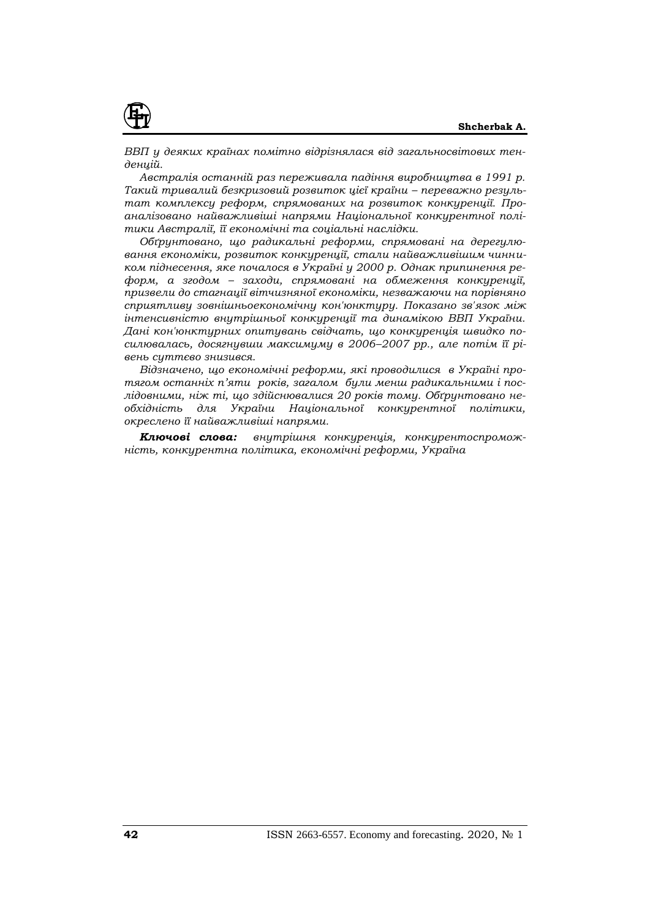*ВВП у деяких країнах помітно відрізнялася від загальносвітових тенденцій.*

*Австралія останній раз переживала падіння виробництва в 1991 р. Такий тривалий безкризовий розвиток цієї країни – переважно результат комплексу реформ, спрямованих на розвиток конкуренції. Проаналізовано найважливіші напрями Національної конкурентної політики Австралії, її економічні та соціальні наслідки.*

*Обґрунтовано, що радикальні реформи, спрямовані на дерегулювання економіки, розвиток конкуренції, стали найважливішим чинником піднесення, яке почалося в Україні у 2000 р. Однак припинення реформ, а згодом – заходи, спрямовані на обмеження конкуренції, призвели до стагнації вітчизняної економіки, незважаючи на порівняно сприятливу зовнішньоекономічну кон'юнктуру. Показано зв'язок між інтенсивністю внутрішньої конкуренції та динамікою ВВП України. Дані кон'юнктурних опитувань свідчать, що конкуренція швидко посилювалась, досягнувши максимуму в 2006–2007 рр., але потім її рівень суттєво знизився.*

*Відзначено, що економічні реформи, які проводилися в Україні протягом останніх п'яти років, загалом були менш радикальними і послідовними, ніж ті, що здійснювалися 20 років тому. Обґрунтовано необхідність для України Національної конкурентної політики, окреслено її найважливіші напрями.*

***Ключові слова:*** *внутрішня конкуренція, конкурентоспроможність, конкурентна політика, економічні реформи, Україна*